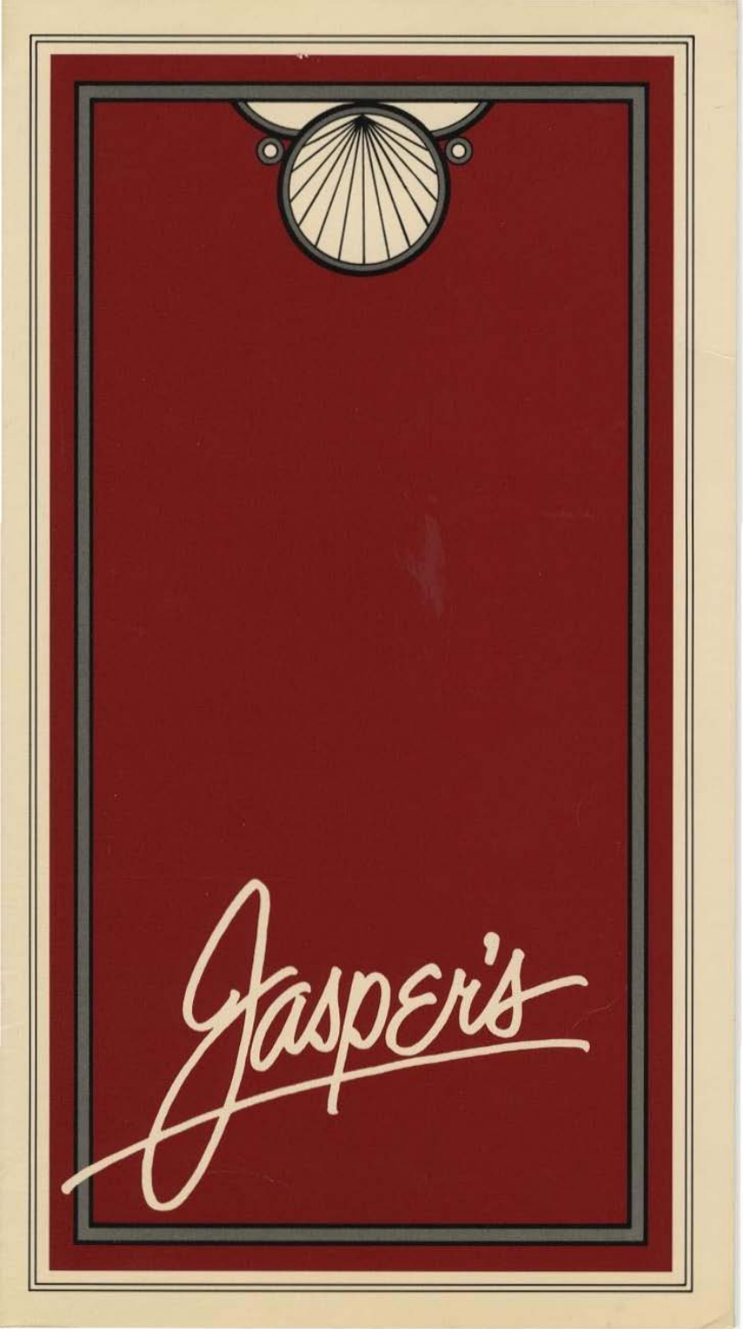# Jasper's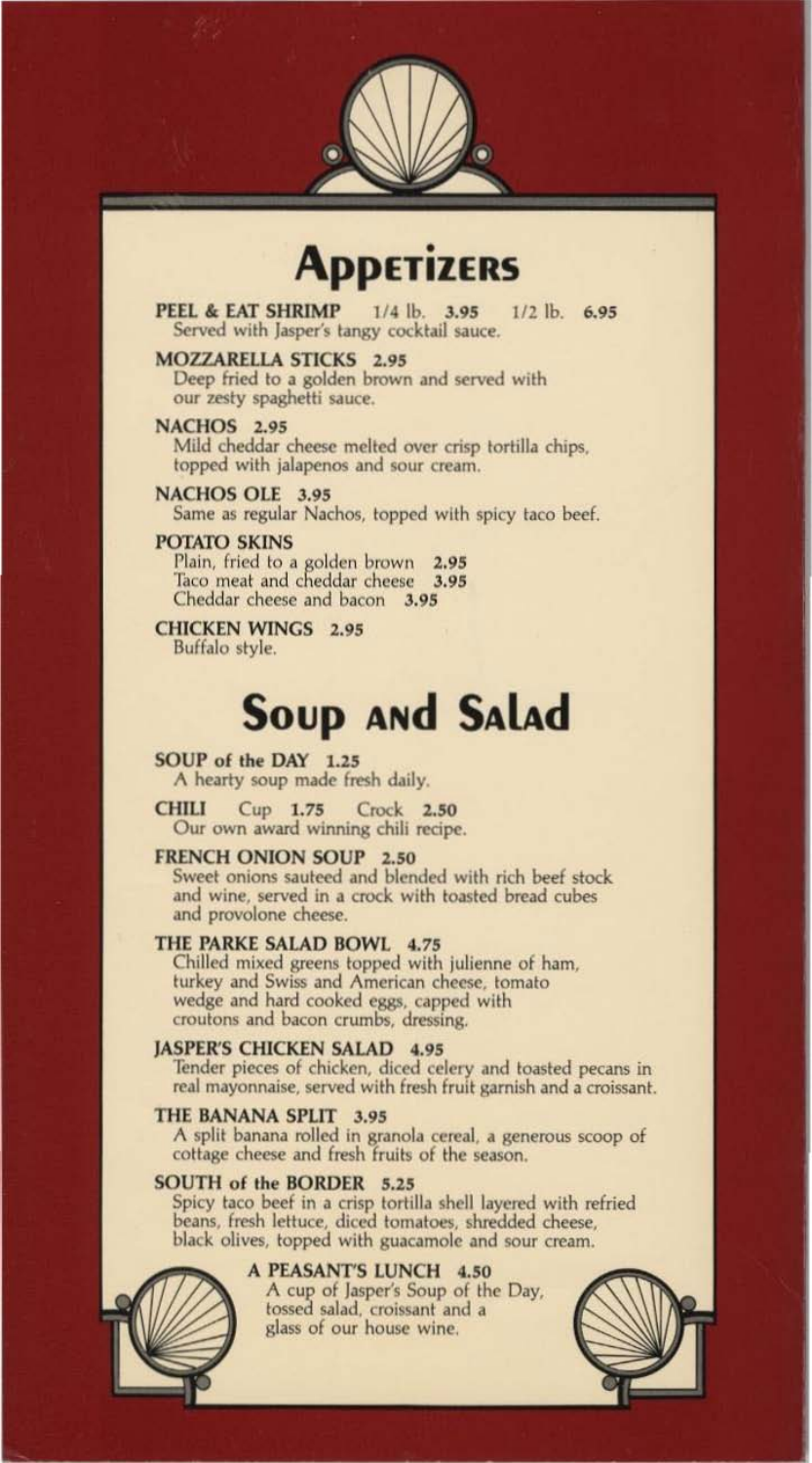# Appetizers

**PEEL & EAT SHRIMP** 1/4 lb. **3.95** 1/2 lb. **6.95**
Served with Jasper's tangy cocktail sauce.

**MOZZARELLA STICKS 2.95**
Deep fried to a golden brown and served with our zesty spaghetti sauce.

**NACHOS 2.95**
Mild cheddar cheese melted over crisp tortilla chips, topped with jalapenos and sour cream.

**NACHOS OLE 3.95**
Same as regular Nachos, topped with spicy taco beef.

**POTATO SKINS**
Plain, fried to a golden brown **2.95**
Taco meat and cheddar cheese **3.95**
Cheddar cheese and bacon **3.95**

**CHICKEN WINGS 2.95**
Buffalo style.

# Soup and Salad

**SOUP of the DAY 1.25**
A hearty soup made fresh daily.

**CHILI** Cup **1.75** Crock **2.50**
Our own award winning chili recipe.

**FRENCH ONION SOUP 2.50**
Sweet onions sauteed and blended with rich beef stock and wine, served in a crock with toasted bread cubes and provolone cheese.

**THE PARKE SALAD BOWL 4.75**
Chilled mixed greens topped with julienne of ham, turkey and Swiss and American cheese, tomato wedge and hard cooked eggs, capped with croutons and bacon crumbs, dressing.

**JASPER'S CHICKEN SALAD 4.95**
Tender pieces of chicken, diced celery and toasted pecans in real mayonnaise, served with fresh fruit garnish and a croissant.

**THE BANANA SPLIT 3.95**
A split banana rolled in granola cereal, a generous scoop of cottage cheese and fresh fruits of the season.

**SOUTH of the BORDER 5.25**
Spicy taco beef in a crisp tortilla shell layered with refried beans, fresh lettuce, diced tomatoes, shredded cheese, black olives, topped with guacamole and sour cream.

**A PEASANT'S LUNCH 4.50**
A cup of Jasper's Soup of the Day, tossed salad, croissant and a glass of our house wine.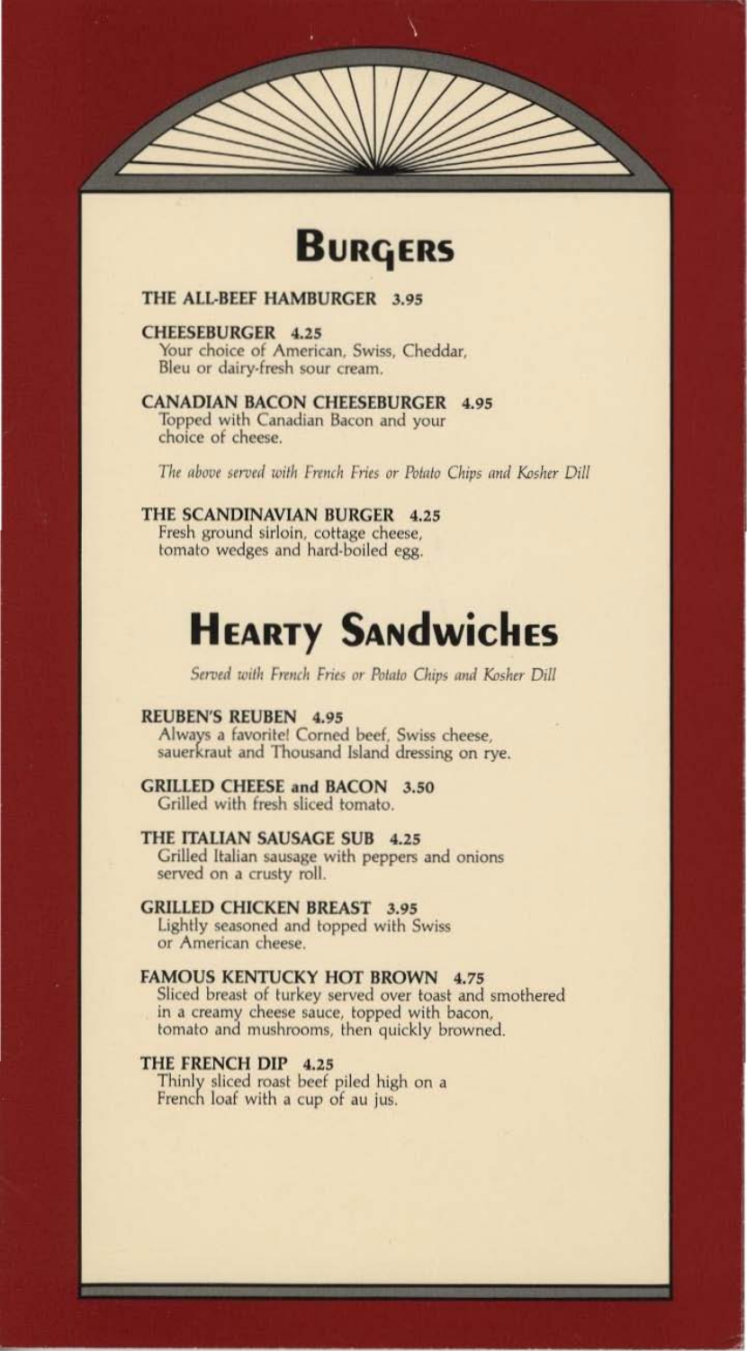# Burgers

**THE ALL-BEEF HAMBURGER 3.95**

**CHEESEBURGER 4.25**
Your choice of American, Swiss, Cheddar, Bleu or dairy-fresh sour cream.

**CANADIAN BACON CHEESEBURGER 4.95**
Topped with Canadian Bacon and your choice of cheese.

*The above served with French Fries or Potato Chips and Kosher Dill*

**THE SCANDINAVIAN BURGER 4.25**
Fresh ground sirloin, cottage cheese, tomato wedges and hard-boiled egg.

# Hearty Sandwiches

*Served with French Fries or Potato Chips and Kosher Dill*

**REUBEN'S REUBEN 4.95**
Always a favorite! Corned beef, Swiss cheese, sauerkraut and Thousand Island dressing on rye.

**GRILLED CHEESE and BACON 3.50**
Grilled with fresh sliced tomato.

**THE ITALIAN SAUSAGE SUB 4.25**
Grilled Italian sausage with peppers and onions served on a crusty roll.

**GRILLED CHICKEN BREAST 3.95**
Lightly seasoned and topped with Swiss or American cheese.

**FAMOUS KENTUCKY HOT BROWN 4.75**
Sliced breast of turkey served over toast and smothered in a creamy cheese sauce, topped with bacon, tomato and mushrooms, then quickly browned.

**THE FRENCH DIP 4.25**
Thinly sliced roast beef piled high on a French loaf with a cup of au jus.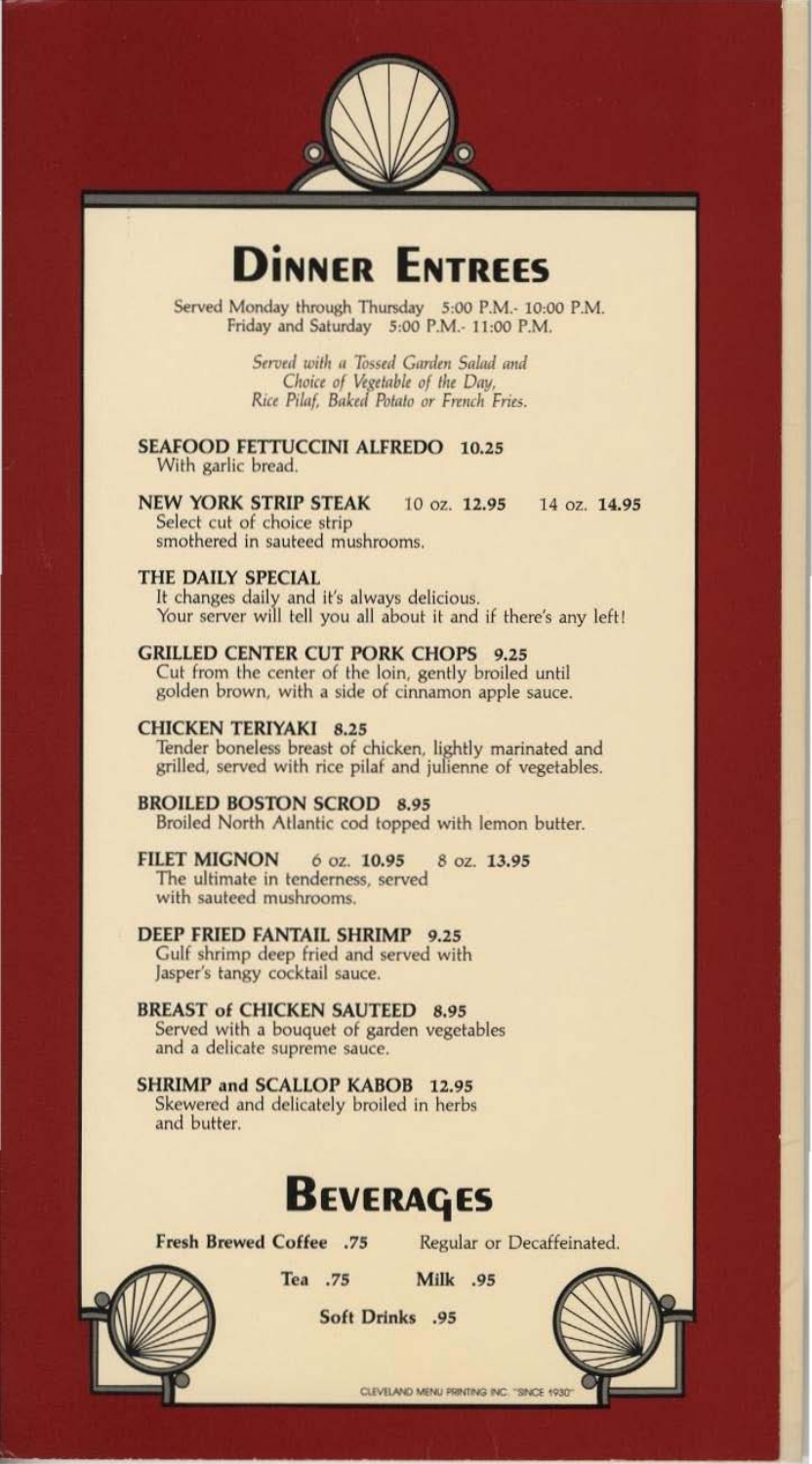# Dinner Entrees

Served Monday through Thursday 5:00 P.M.- 10:00 P.M.
Friday and Saturday 5:00 P.M.- 11:00 P.M.

*Served with a Tossed Garden Salad and Choice of Vegetable of the Day, Rice Pilaf, Baked Potato or French Fries.*

**SEAFOOD FETTUCCINI ALFREDO 10.25**
With garlic bread.

**NEW YORK STRIP STEAK** 10 oz. **12.95** 14 oz. **14.95**
Select cut of choice strip smothered in sauteed mushrooms.

**THE DAILY SPECIAL**
It changes daily and it's always delicious.
Your server will tell you all about it and if there's any left!

**GRILLED CENTER CUT PORK CHOPS 9.25**
Cut from the center of the loin, gently broiled until golden brown, with a side of cinnamon apple sauce.

**CHICKEN TERIYAKI 8.25**
Tender boneless breast of chicken, lightly marinated and grilled, served with rice pilaf and julienne of vegetables.

**BROILED BOSTON SCROD 8.95**
Broiled North Atlantic cod topped with lemon butter.

**FILET MIGNON** 6 oz. **10.95** 8 oz. **13.95**
The ultimate in tenderness, served with sauteed mushrooms.

**DEEP FRIED FANTAIL SHRIMP 9.25**
Gulf shrimp deep fried and served with Jasper's tangy cocktail sauce.

**BREAST of CHICKEN SAUTEED 8.95**
Served with a bouquet of garden vegetables and a delicate supreme sauce.

**SHRIMP and SCALLOP KABOB 12.95**
Skewered and delicately broiled in herbs and butter.

# Beverages

**Fresh Brewed Coffee .75** Regular or Decaffeinated.

**Tea .75** **Milk .95**

**Soft Drinks .95**

CLEVELAND MENU PRINTING INC. "SINCE 1930"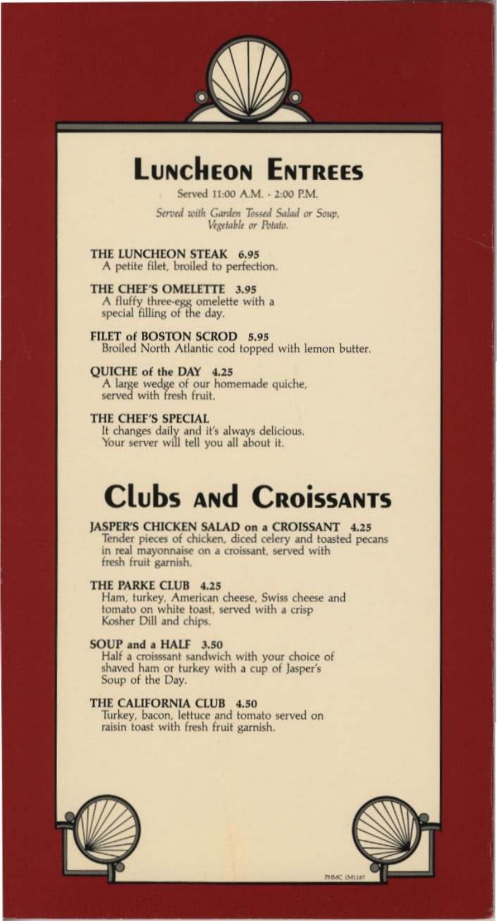# Luncheon Entrees

Served 11:00 A.M. - 2:00 P.M.

*Served with Garden Tossed Salad or Soup, Vegetable or Potato.*

**THE LUNCHEON STEAK 6.95**
A petite filet, broiled to perfection.

**THE CHEF'S OMELETTE 3.95**
A fluffy three-egg omelette with a special filling of the day.

**FILET of BOSTON SCROD 5.95**
Broiled North Atlantic cod topped with lemon butter.

**QUICHE of the DAY 4.25**
A large wedge of our homemade quiche, served with fresh fruit.

**THE CHEF'S SPECIAL**
It changes daily and it's always delicious. Your server will tell you all about it.

# Clubs and Croissants

**JASPER'S CHICKEN SALAD on a CROISSANT 4.25**
Tender pieces of chicken, diced celery and toasted pecans in real mayonnaise on a croissant, served with fresh fruit garnish.

**THE PARKE CLUB 4.25**
Ham, turkey, American cheese, Swiss cheese and tomato on white toast, served with a crisp Kosher Dill and chips.

**SOUP and a HALF 3.50**
Half a croisssant sandwich with your choice of shaved ham or turkey with a cup of Jasper's Soup of the Day.

**THE CALIFORNIA CLUB 4.50**
Turkey, bacon, lettuce and tomato served on raisin toast with fresh fruit garnish.

PHMC 1M1187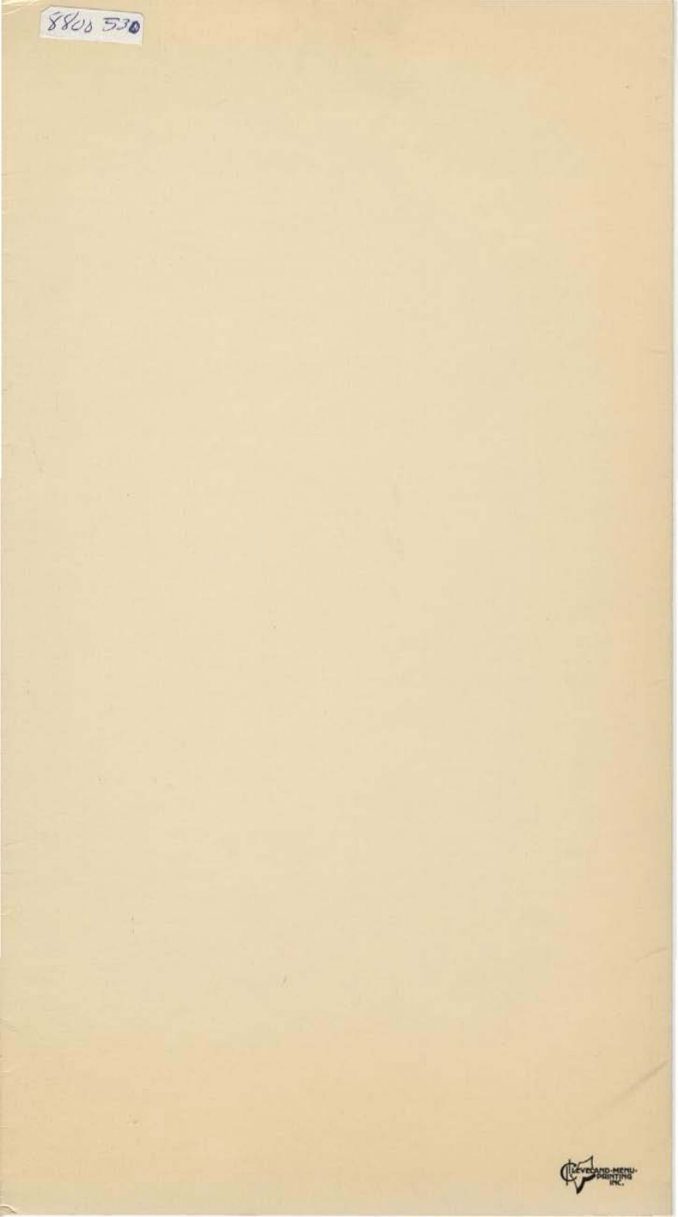8800 530

CLEVELAND MENU PRINTING INC.